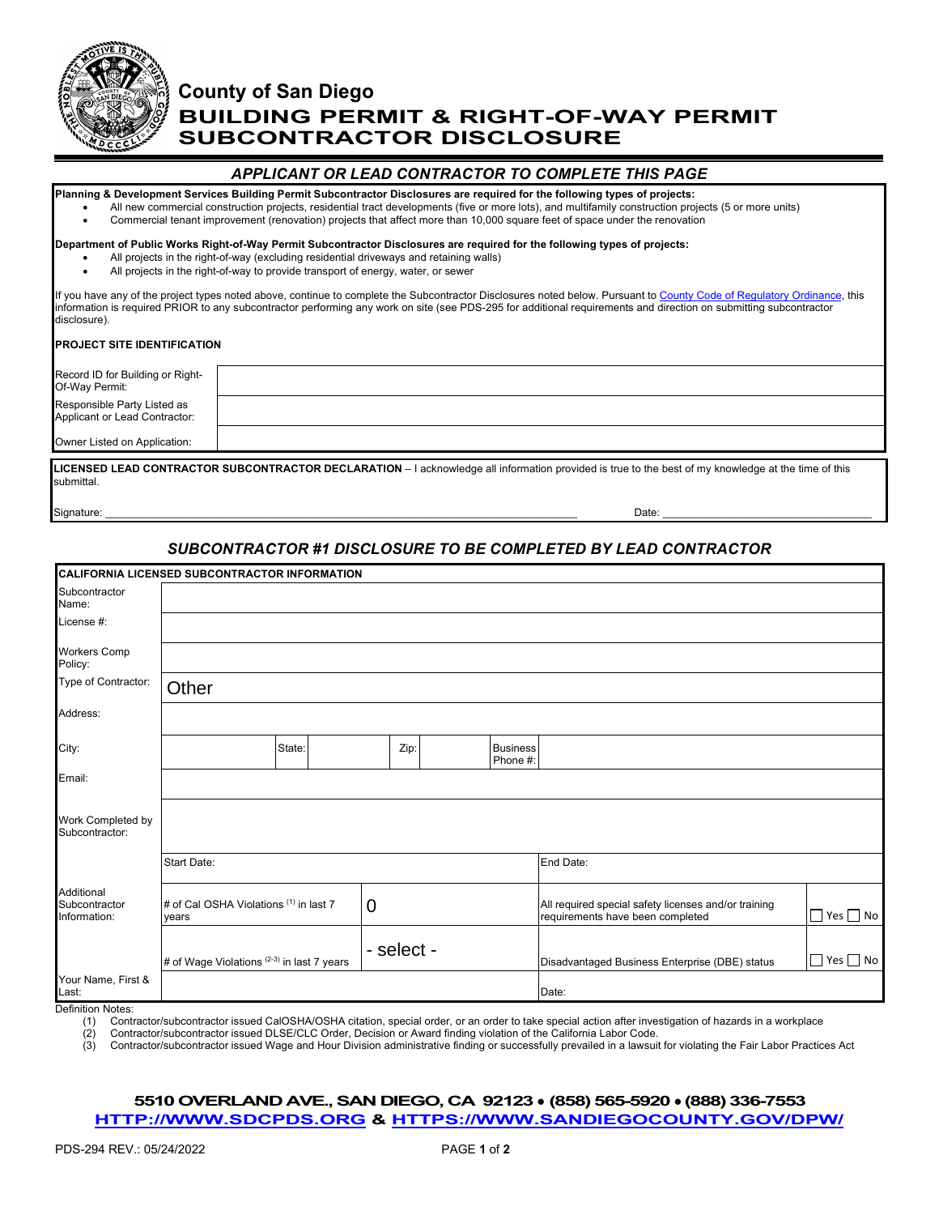# County of San Diego
## BUILDING PERMIT & RIGHT-OF-WAY PERMIT SUBCONTRACTOR DISCLOSURE

### *APPLICANT OR LEAD CONTRACTOR TO COMPLETE THIS PAGE*

**Planning & Development Services Building Permit Subcontractor Disclosures are required for the following types of projects:**

- All new commercial construction projects, residential tract developments (five or more lots), and multifamily construction projects (5 or more units)
- Commercial tenant improvement (renovation) projects that affect more than 10,000 square feet of space under the renovation

**Department of Public Works Right-of-Way Permit Subcontractor Disclosures are required for the following types of projects:**

- All projects in the right-of-way (excluding residential driveways and retaining walls)
- All projects in the right-of-way to provide transport of energy, water, or sewer

If you have any of the project types noted above, continue to complete the Subcontractor Disclosures noted below. Pursuant to County Code of Regulatory Ordinance, this information is required PRIOR to any subcontractor performing any work on site (see PDS-295 for additional requirements and direction on submitting subcontractor disclosure).

**PROJECT SITE IDENTIFICATION**

| | |
|---|---|
| Record ID for Building or Right-Of-Way Permit: | |
| Responsible Party Listed as Applicant or Lead Contractor: | |
| Owner Listed on Application: | |

**LICENSED LEAD CONTRACTOR SUBCONTRACTOR DECLARATION** – I acknowledge all information provided is true to the best of my knowledge at the time of this submittal.

Signature: ______________________________ Date: ____________________

### *SUBCONTRACTOR #1 DISCLOSURE TO BE COMPLETED BY LEAD CONTRACTOR*

| CALIFORNIA LICENSED SUBCONTRACTOR INFORMATION | | | | | | | | |
|---|---|---|---|---|---|---|---|---|
| Subcontractor Name: | | | | | | | | |
| License #: | | | | | | | | |
| Workers Comp Policy: | | | | | | | | |
| Type of Contractor: | Other | | | | | | | |
| Address: | | | | | | | | |
| City: | | State: | | Zip: | | Business Phone #: | | |
| Email: | | | | | | | | |
| Work Completed by Subcontractor: | | | | | | | | |
| | Start Date: | | | | | | End Date: | |
| Additional Subcontractor Information: | # of Cal OSHA Violations (1) in last 7 years | | 0 | | | | All required special safety licenses and/or training requirements have been completed | ☐ Yes ☐ No |
| | # of Wage Violations (2-3) in last 7 years | | - select - | | | | Disadvantaged Business Enterprise (DBE) status | ☐ Yes ☐ No |
| Your Name, First & Last: | | | | | | | Date: | |

Definition Notes:

(1) Contractor/subcontractor issued CalOSHA/OSHA citation, special order, or an order to take special action after investigation of hazards in a workplace
(2) Contractor/subcontractor issued DLSE/CLC Order, Decision or Award finding violation of the California Labor Code.
(3) Contractor/subcontractor issued Wage and Hour Division administrative finding or successfully prevailed in a lawsuit for violating the Fair Labor Practices Act

**5510 OVERLAND AVE., SAN DIEGO, CA 92123 • (858) 565-5920 • (888) 336-7553**
**HTTP://WWW.SDCPDS.ORG & HTTPS://WWW.SANDIEGOCOUNTY.GOV/DPW/**

PDS-294 REV.: 05/24/2022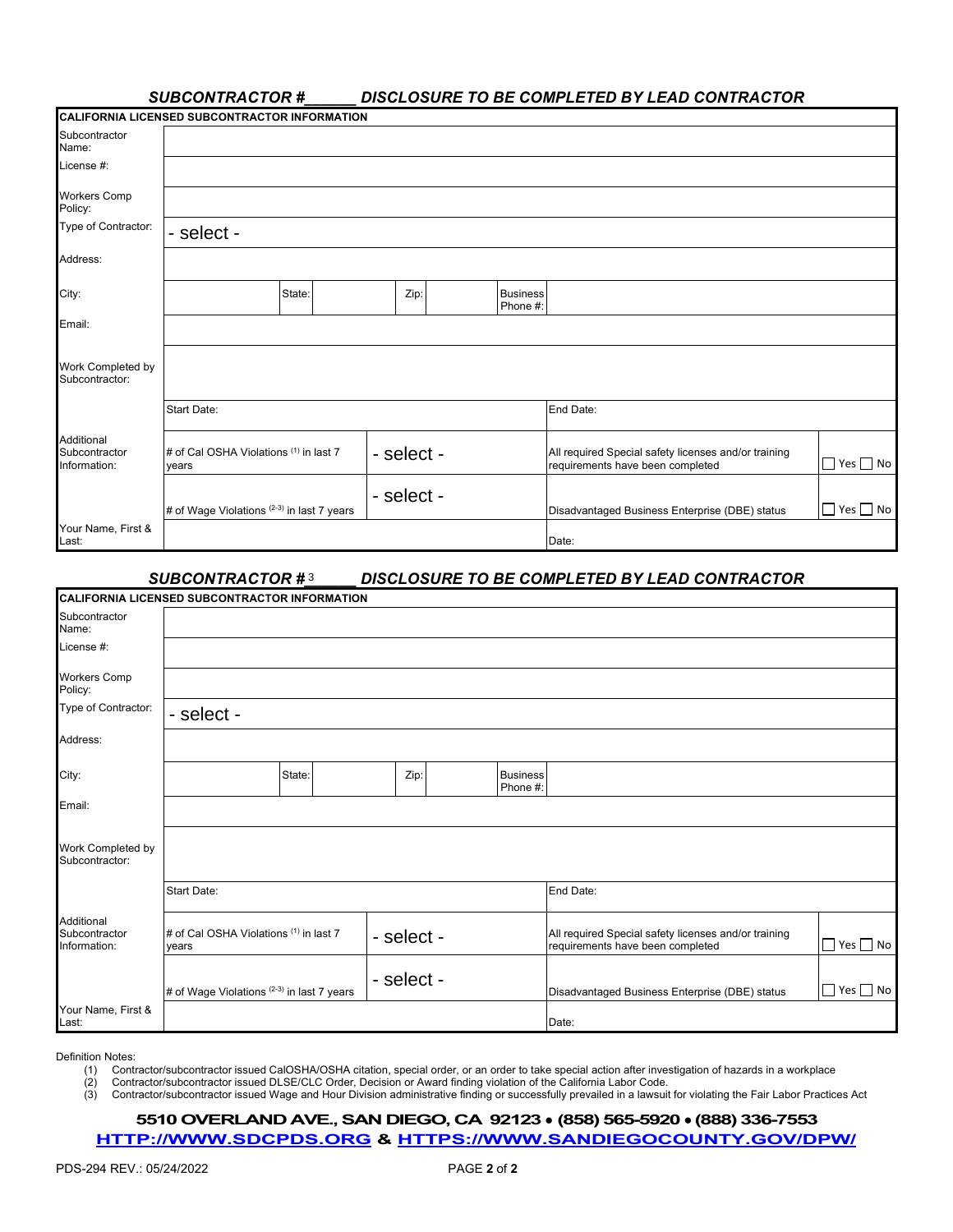### *SUBCONTRACTOR #\_\_\_\_\_\_ DISCLOSURE TO BE COMPLETED BY LEAD CONTRACTOR*

| **CALIFORNIA LICENSED SUBCONTRACTOR INFORMATION** | | | | | | | | |
|---|---|---|---|---|---|---|---|---|
| Subcontractor Name: | | | | | | | | |
| License #: | | | | | | | | |
| Workers Comp Policy: | | | | | | | | |
| Type of Contractor: | - select - | | | | | | | |
| Address: | | | | | | | | |
| City: | | State: | | Zip: | | Business Phone #: | | |
| Email: | | | | | | | | |
| Work Completed by Subcontractor: | | | | | | | | |
| | Start Date: | | | | | | End Date: | |
| Additional Subcontractor Information: | # of Cal OSHA Violations (1) in last 7 years | | - select - | | | | All required Special safety licenses and/or training requirements have been completed | ☐ Yes ☐ No |
| | # of Wage Violations (2-3) in last 7 years | | - select - | | | | Disadvantaged Business Enterprise (DBE) status | ☐ Yes ☐ No |
| Your Name, First & Last: | | | | | | | Date: | |

### *SUBCONTRACTOR #3 DISCLOSURE TO BE COMPLETED BY LEAD CONTRACTOR*

| **CALIFORNIA LICENSED SUBCONTRACTOR INFORMATION** | | | | | | | | |
|---|---|---|---|---|---|---|---|---|
| Subcontractor Name: | | | | | | | | |
| License #: | | | | | | | | |
| Workers Comp Policy: | | | | | | | | |
| Type of Contractor: | - select - | | | | | | | |
| Address: | | | | | | | | |
| City: | | State: | | Zip: | | Business Phone #: | | |
| Email: | | | | | | | | |
| Work Completed by Subcontractor: | | | | | | | | |
| | Start Date: | | | | | | End Date: | |
| Additional Subcontractor Information: | # of Cal OSHA Violations (1) in last 7 years | | - select - | | | | All required Special safety licenses and/or training requirements have been completed | ☐ Yes ☐ No |
| | # of Wage Violations (2-3) in last 7 years | | - select - | | | | Disadvantaged Business Enterprise (DBE) status | ☐ Yes ☐ No |
| Your Name, First & Last: | | | | | | | Date: | |

Definition Notes:

1. Contractor/subcontractor issued CalOSHA/OSHA citation, special order, or an order to take special action after investigation of hazards in a workplace
2. Contractor/subcontractor issued DLSE/CLC Order, Decision or Award finding violation of the California Labor Code.
3. Contractor/subcontractor issued Wage and Hour Division administrative finding or successfully prevailed in a lawsuit for violating the Fair Labor Practices Act

**5510 OVERLAND AVE., SAN DIEGO, CA 92123 • (858) 565-5920 • (888) 336-7553**
**HTTP://WWW.SDCPDS.ORG & HTTPS://WWW.SANDIEGOCOUNTY.GOV/DPW/**

PDS-294 REV.: 05/24/2022